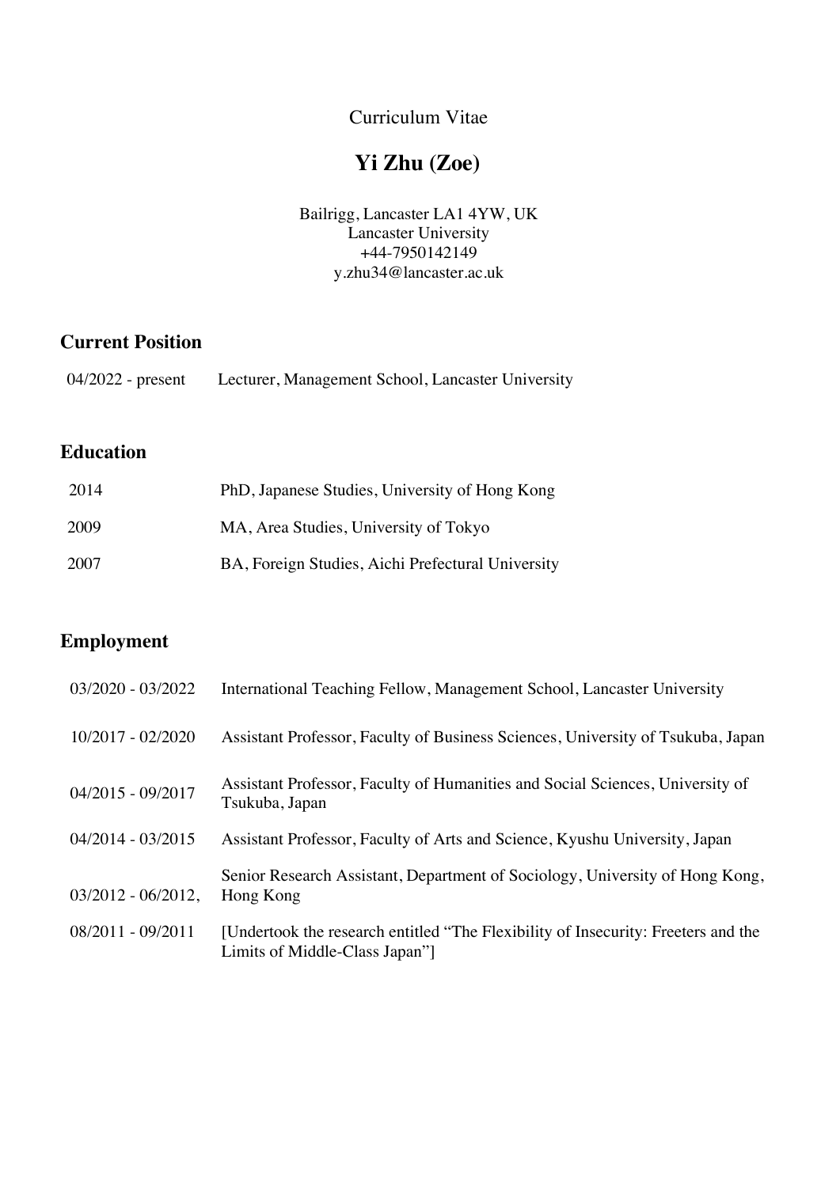Curriculum Vitae

# Yi Zhu (Zoe)

Bailrigg, Lancaster LA1 4YW, UK
Lancaster University
+44-7950142149
y.zhu34@lancaster.ac.uk

## Current Position

| | |
|---|---|
| 04/2022 - present | Lecturer, Management School, Lancaster University |

## Education

| | |
|---|---|
| 2014 | PhD, Japanese Studies, University of Hong Kong |
| 2009 | MA, Area Studies, University of Tokyo |
| 2007 | BA, Foreign Studies, Aichi Prefectural University |

## Employment

| | |
|---|---|
| 03/2020 - 03/2022 | International Teaching Fellow, Management School, Lancaster University |
| 10/2017 - 02/2020 | Assistant Professor, Faculty of Business Sciences, University of Tsukuba, Japan |
| 04/2015 - 09/2017 | Assistant Professor, Faculty of Humanities and Social Sciences, University of Tsukuba, Japan |
| 04/2014 - 03/2015 | Assistant Professor, Faculty of Arts and Science, Kyushu University, Japan |
| 03/2012 - 06/2012, | Senior Research Assistant, Department of Sociology, University of Hong Kong, Hong Kong |
| 08/2011 - 09/2011 | [Undertook the research entitled "The Flexibility of Insecurity: Freeters and the Limits of Middle-Class Japan"] |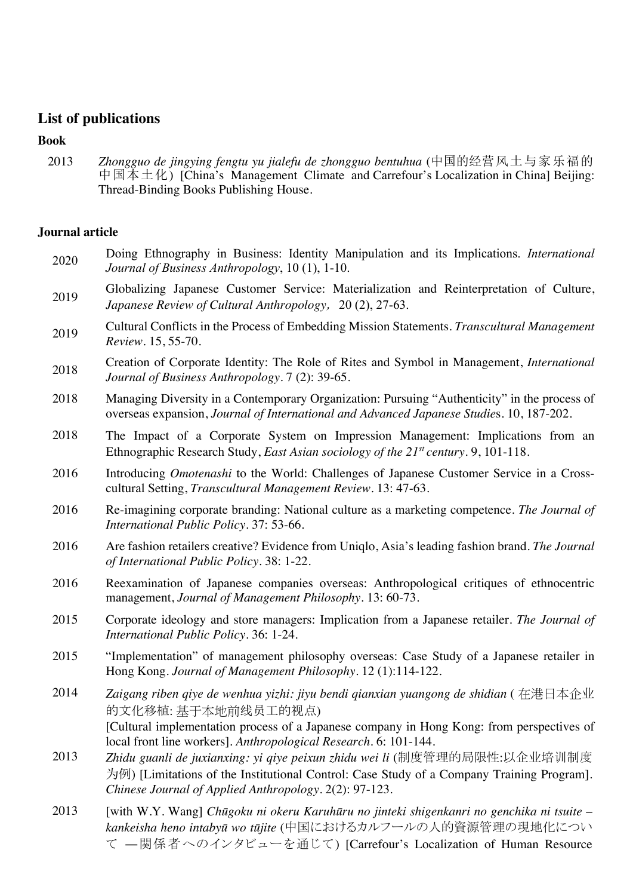## List of publications

### Book

2013 *Zhongguo de jingying fengtu yu jialefu de zhongguo bentuhua* (中国的经营风土与家乐福的中国本土化) [China's Management Climate and Carrefour's Localization in China] Beijing: Thread-Binding Books Publishing House.

### Journal article

2020 Doing Ethnography in Business: Identity Manipulation and its Implications. *International Journal of Business Anthropology*, 10 (1), 1-10.

2019 Globalizing Japanese Customer Service: Materialization and Reinterpretation of Culture, *Japanese Review of Cultural Anthropology,* 20 (2), 27-63.

2019 Cultural Conflicts in the Process of Embedding Mission Statements. *Transcultural Management Review*. 15, 55-70.

2018 Creation of Corporate Identity: The Role of Rites and Symbol in Management, *International Journal of Business Anthropology*. 7 (2): 39-65.

2018 Managing Diversity in a Contemporary Organization: Pursuing "Authenticity" in the process of overseas expansion, *Journal of International and Advanced Japanese Studie*s. 10, 187-202.

2018 The Impact of a Corporate System on Impression Management: Implications from an Ethnographic Research Study, *East Asian sociology of the 21st century*. 9, 101-118.

2016 Introducing *Omotenashi* to the World: Challenges of Japanese Customer Service in a Cross-cultural Setting, *Transcultural Management Review*. 13: 47-63.

2016 Re-imagining corporate branding: National culture as a marketing competence. *The Journal of International Public Policy*. 37: 53-66.

2016 Are fashion retailers creative? Evidence from Uniqlo, Asia's leading fashion brand. *The Journal of International Public Policy*. 38: 1-22.

2016 Reexamination of Japanese companies overseas: Anthropological critiques of ethnocentric management, *Journal of Management Philosophy*. 13: 60-73.

2015 Corporate ideology and store managers: Implication from a Japanese retailer. *The Journal of International Public Policy*. 36: 1-24.

2015 "Implementation" of management philosophy overseas: Case Study of a Japanese retailer in Hong Kong. *Journal of Management Philosophy*. 12 (1):114-122.

2014 *Zaigang riben qiye de wenhua yizhi: jiyu bendi qianxian yuangong de shidian* (在港日本企业的文化移植: 基于本地前线员工的视点) [Cultural implementation process of a Japanese company in Hong Kong: from perspectives of local front line workers]. *Anthropological Research*. 6: 101-144.

2013 *Zhidu guanli de juxianxing: yi qiye peixun zhidu wei li* (制度管理的局限性:以企业培训制度为例) [Limitations of the Institutional Control: Case Study of a Company Training Program]. *Chinese Journal of Applied Anthropology*. 2(2): 97-123.

2013 [with W.Y. Wang] *Chūgoku ni okeru Karuhūru no jinteki shigenkanri no genchika ni tsuite – kankeisha heno intabyū wo tūjite* (中国におけるカルフールの人的資源管理の現地化について —関係者へのインタビューを通じて) [Carrefour's Localization of Human Resource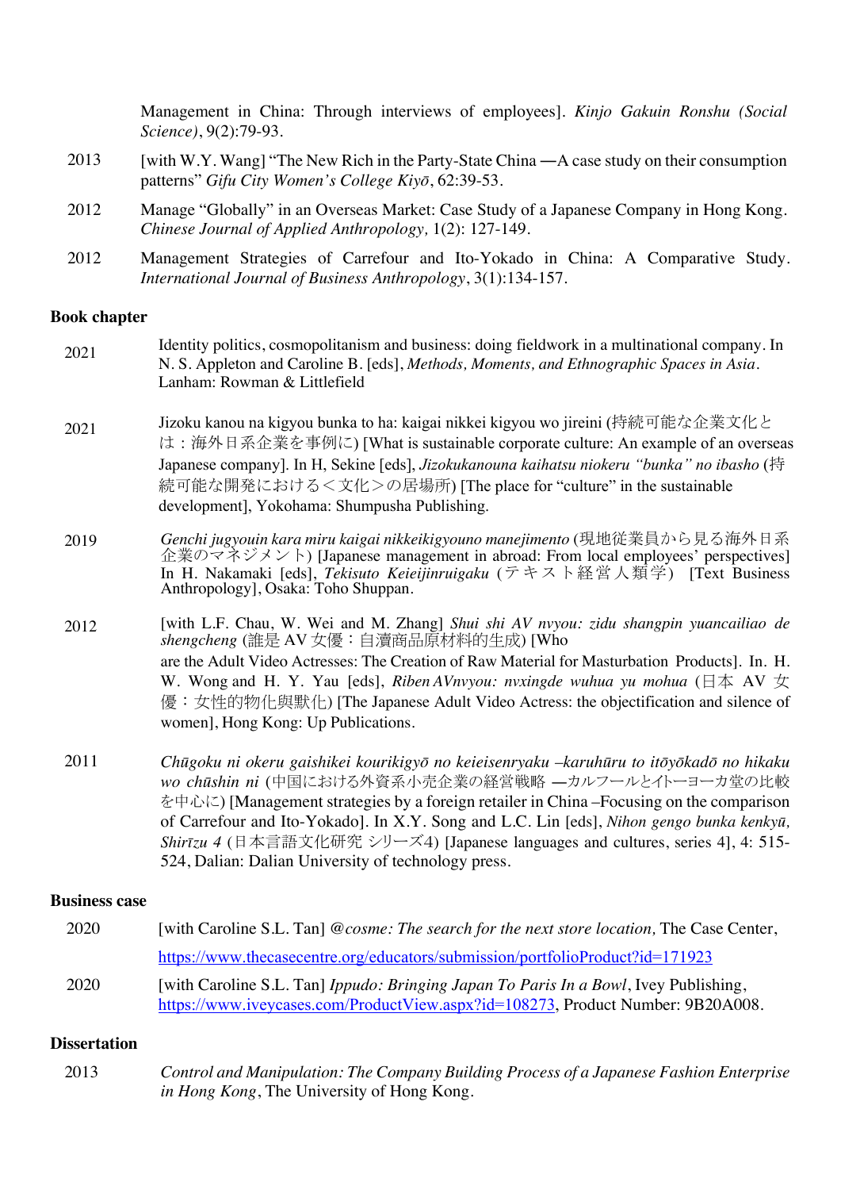Management in China: Through interviews of employees]. *Kinjo Gakuin Ronshu (Social Science)*, 9(2):79-93.

2013 [with W.Y. Wang] "The New Rich in the Party-State China —A case study on their consumption patterns" *Gifu City Women's College Kiyō*, 62:39-53.

2012 Manage "Globally" in an Overseas Market: Case Study of a Japanese Company in Hong Kong. *Chinese Journal of Applied Anthropology,* 1(2): 127-149.

2012 Management Strategies of Carrefour and Ito-Yokado in China: A Comparative Study. *International Journal of Business Anthropology*, 3(1):134-157.

**Book chapter**

2021 Identity politics, cosmopolitanism and business: doing fieldwork in a multinational company. In N. S. Appleton and Caroline B. [eds], *Methods, Moments, and Ethnographic Spaces in Asia*. Lanham: Rowman & Littlefield

2021 Jizoku kanou na kigyou bunka to ha: kaigai nikkei kigyou wo jireini (持続可能な企業文化とは：海外日系企業を事例に) [What is sustainable corporate culture: An example of an overseas Japanese company]. In H, Sekine [eds], *Jizokukanouna kaihatsu niokeru "bunka" no ibasho* (持続可能な開発における＜文化＞の居場所) [The place for "culture" in the sustainable development], Yokohama: Shumpusha Publishing.

2019 *Genchi jugyouin kara miru kaigai nikkeikigyouno manejimento* (現地従業員から見る海外日系企業のマネジメント) [Japanese management in abroad: From local employees' perspectives] In H. Nakamaki [eds], *Tekisuto Keieijinruigaku* (テキスト経営人類学) [Text Business Anthropology], Osaka: Toho Shuppan.

2012 [with L.F. Chau, W. Wei and M. Zhang] *Shui shi AV nvyou: zidu shangpin yuancailiao de shengcheng* (誰是AV女優：自瀆商品原材料的生成) [Who are the Adult Video Actresses: The Creation of Raw Material for Masturbation Products]. In. H. W. Wong and H. Y. Yau [eds], *Riben AVnvyou: nvxingde wuhua yu mohua* (日本AV女優：女性的物化與默化) [The Japanese Adult Video Actress: the objectification and silence of women], Hong Kong: Up Publications.

2011 *Chūgoku ni okeru gaishikei kourikigyō no keieisenryaku –karuhūru to itōyōkadō no hikaku wo chūshin ni* (中国における外資系小売企業の経営戦略 —カルフールとイトーヨーカ堂の比較を中心に) [Management strategies by a foreign retailer in China –Focusing on the comparison of Carrefour and Ito-Yokado]. In X.Y. Song and L.C. Lin [eds], *Nihon gengo bunka kenkyū, Shirīzu 4* (日本言語文化研究 シリーズ4) [Japanese languages and cultures, series 4], 4: 515-524, Dalian: Dalian University of technology press.

**Business case**

2020 [with Caroline S.L. Tan] *@cosme: The search for the next store location,* The Case Center, https://www.thecasecentre.org/educators/submission/portfolioProduct?id=171923

2020 [with Caroline S.L. Tan] *Ippudo: Bringing Japan To Paris In a Bowl*, Ivey Publishing, https://www.iveycases.com/ProductView.aspx?id=108273, Product Number: 9B20A008.

**Dissertation**

2013 *Control and Manipulation: The Company Building Process of a Japanese Fashion Enterprise in Hong Kong*, The University of Hong Kong.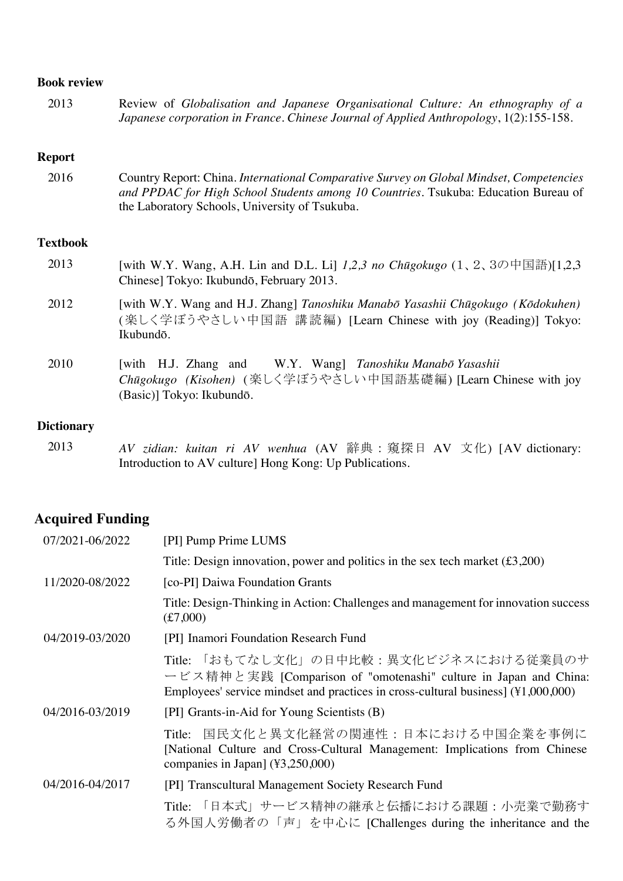#### Book review

2013 Review of *Globalisation and Japanese Organisational Culture: An ethnography of a Japanese corporation in France*. *Chinese Journal of Applied Anthropology*, 1(2):155-158.

#### Report

2016 Country Report: China. *International Comparative Survey on Global Mindset, Competencies and PPDAC for High School Students among 10 Countries*. Tsukuba: Education Bureau of the Laboratory Schools, University of Tsukuba.

#### Textbook

2013 [with W.Y. Wang, A.H. Lin and D.L. Li] *1,2,3 no Chūgokugo* (1、2、3の中国語)[1,2,3 Chinese] Tokyo: Ikubundō, February 2013.

2012 [with W.Y. Wang and H.J. Zhang] *Tanoshiku Manabō Yasashii Chūgokugo (Kōdokuhen)* (楽しく学ぼうやさしい中国語 講読編) [Learn Chinese with joy (Reading)] Tokyo: Ikubundō.

2010 [with H.J. Zhang and W.Y. Wang] *Tanoshiku Manabō Yasashii Chūgokugo (Kisohen)* (楽しく学ぼうやさしい中国語基礎編) [Learn Chinese with joy (Basic)] Tokyo: Ikubundō.

#### Dictionary

2013 *AV zidian: kuitan ri AV wenhua* (AV 辭典：窺探日 AV 文化) [AV dictionary: Introduction to AV culture] Hong Kong: Up Publications.

## Acquired Funding

07/2021-06/2022 [PI] Pump Prime LUMS
Title: Design innovation, power and politics in the sex tech market (£3,200)

11/2020-08/2022 [co-PI] Daiwa Foundation Grants
Title: Design-Thinking in Action: Challenges and management for innovation success (£7,000)

04/2019-03/2020 [PI] Inamori Foundation Research Fund
Title: 「おもてなし文化」の日中比較：異文化ビジネスにおける従業員のサービス精神と実践 [Comparison of "omotenashi" culture in Japan and China: Employees' service mindset and practices in cross-cultural business] (¥1,000,000)

04/2016-03/2019 [PI] Grants-in-Aid for Young Scientists (B)
Title: 国民文化と異文化経営の関連性：日本における中国企業を事例に [National Culture and Cross-Cultural Management: Implications from Chinese companies in Japan] (¥3,250,000)

04/2016-04/2017 [PI] Transcultural Management Society Research Fund
Title: 「日本式」サービス精神の継承と伝播における課題：小売業で勤務する外国人労働者の「声」を中心に [Challenges during the inheritance and the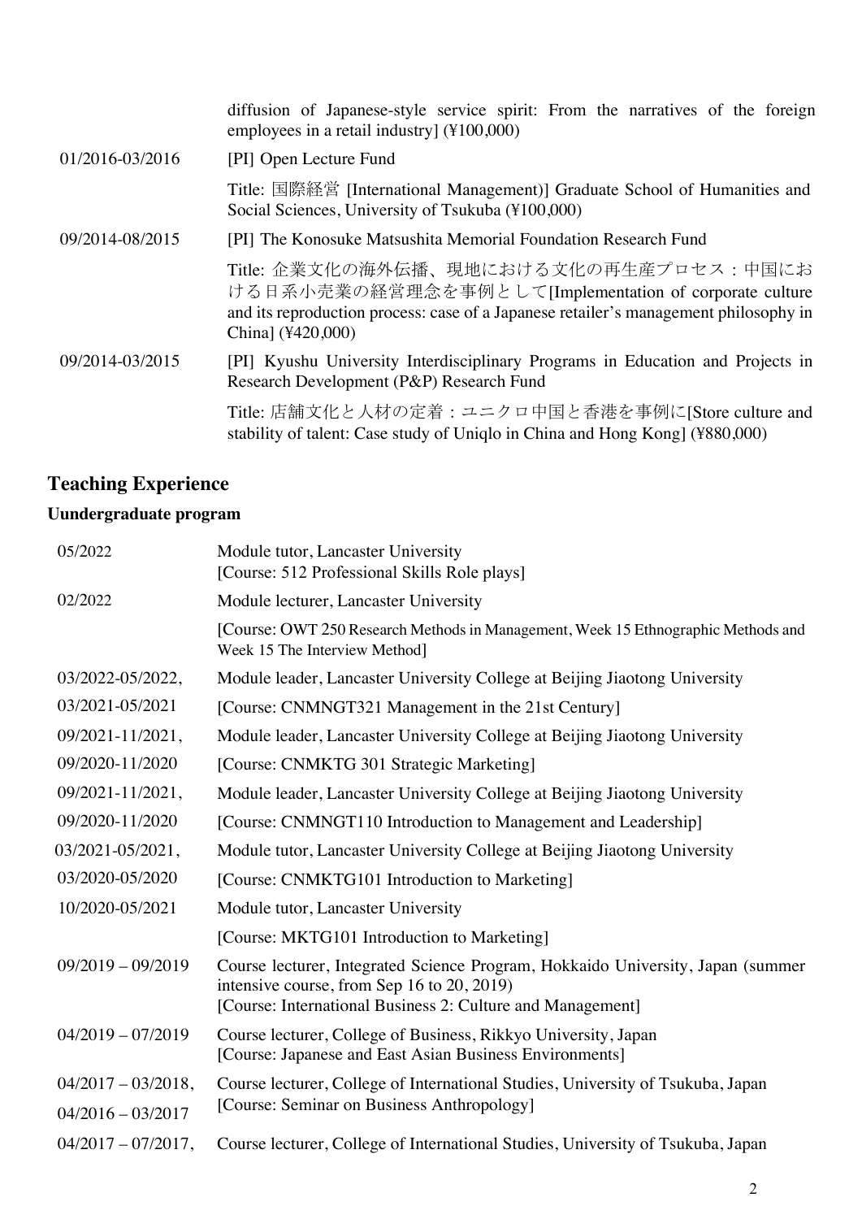| | |
|---|---|
| | diffusion of Japanese-style service spirit: From the narratives of the foreign employees in a retail industry] (¥100,000) |
| 01/2016-03/2016 | [PI] Open Lecture Fund |
| | Title: 国際経営 [International Management)] Graduate School of Humanities and Social Sciences, University of Tsukuba (¥100,000) |
| 09/2014-08/2015 | [PI] The Konosuke Matsushita Memorial Foundation Research Fund |
| | Title: 企業文化の海外伝播、現地における文化の再生産プロセス：中国における日系小売業の経営理念を事例として[Implementation of corporate culture and its reproduction process: case of a Japanese retailer's management philosophy in China] (¥420,000) |
| 09/2014-03/2015 | [PI] Kyushu University Interdisciplinary Programs in Education and Projects in Research Development (P&P) Research Fund |
| | Title: 店舗文化と人材の定着：ユニクロ中国と香港を事例に[Store culture and stability of talent: Case study of Uniqlo in China and Hong Kong] (¥880,000) |

## Teaching Experience

### Uundergraduate program

| | |
|---|---|
| 05/2022 | Module tutor, Lancaster University<br>[Course: 512 Professional Skills Role plays] |
| 02/2022 | Module lecturer, Lancaster University |
| | [Course: OWT 250 Research Methods in Management, Week 15 Ethnographic Methods and Week 15 The Interview Method] |
| 03/2022-05/2022,<br>03/2021-05/2021 | Module leader, Lancaster University College at Beijing Jiaotong University<br>[Course: CNMNGT321 Management in the 21st Century] |
| 09/2021-11/2021,<br>09/2020-11/2020 | Module leader, Lancaster University College at Beijing Jiaotong University<br>[Course: CNMKTG 301 Strategic Marketing] |
| 09/2021-11/2021,<br>09/2020-11/2020 | Module leader, Lancaster University College at Beijing Jiaotong University<br>[Course: CNMNGT110 Introduction to Management and Leadership] |
| 03/2021-05/2021,<br>03/2020-05/2020 | Module tutor, Lancaster University College at Beijing Jiaotong University<br>[Course: CNMKTG101 Introduction to Marketing] |
| 10/2020-05/2021 | Module tutor, Lancaster University |
| | [Course: MKTG101 Introduction to Marketing] |
| 09/2019 – 09/2019 | Course lecturer, Integrated Science Program, Hokkaido University, Japan (summer intensive course, from Sep 16 to 20, 2019)<br>[Course: International Business 2: Culture and Management] |
| 04/2019 – 07/2019 | Course lecturer, College of Business, Rikkyo University, Japan<br>[Course: Japanese and East Asian Business Environments] |
| 04/2017 – 03/2018,<br>04/2016 – 03/2017 | Course lecturer, College of International Studies, University of Tsukuba, Japan<br>[Course: Seminar on Business Anthropology] |
| 04/2017 – 07/2017, | Course lecturer, College of International Studies, University of Tsukuba, Japan |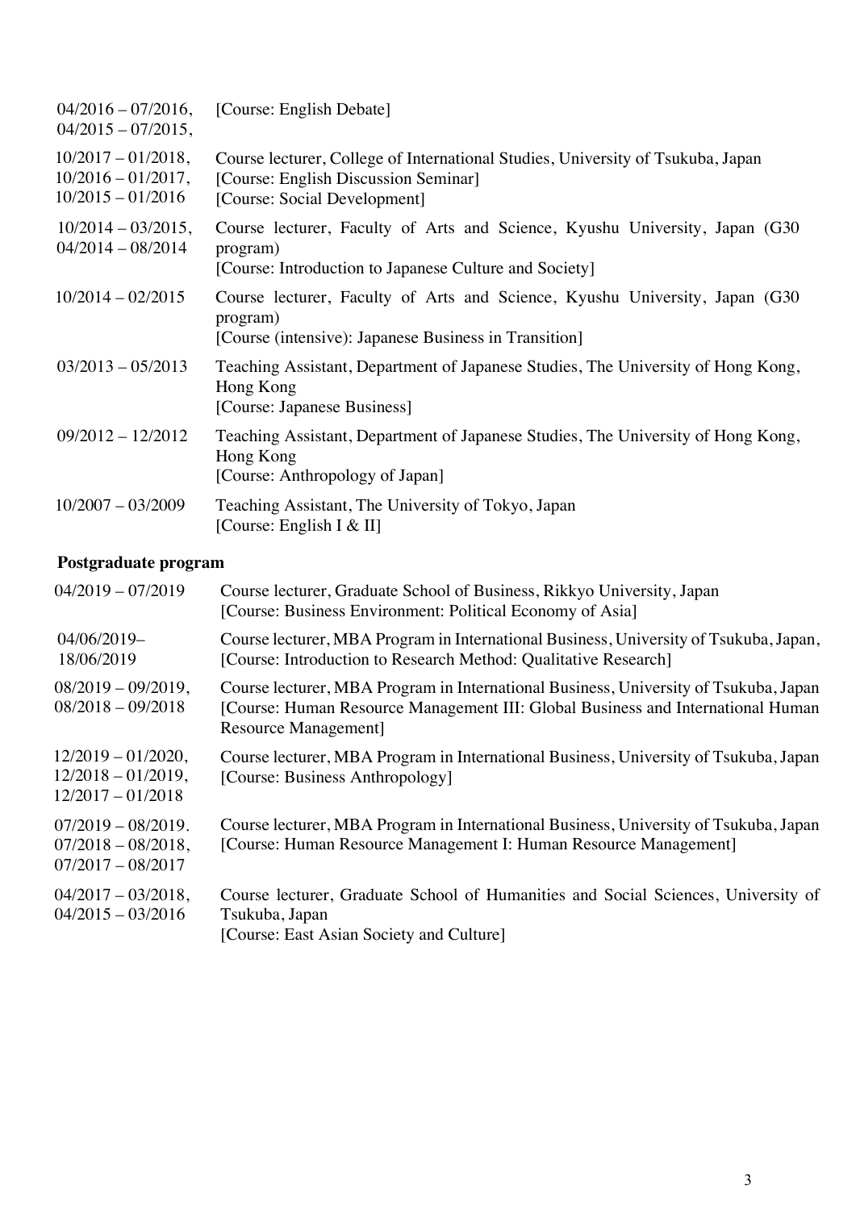| | |
|---|---|
| 04/2016 – 07/2016, 04/2015 – 07/2015, | [Course: English Debate] |
| 10/2017 – 01/2018, 10/2016 – 01/2017, 10/2015 – 01/2016 | Course lecturer, College of International Studies, University of Tsukuba, Japan [Course: English Discussion Seminar] [Course: Social Development] |
| 10/2014 – 03/2015, 04/2014 – 08/2014 | Course lecturer, Faculty of Arts and Science, Kyushu University, Japan (G30 program) [Course: Introduction to Japanese Culture and Society] |
| 10/2014 – 02/2015 | Course lecturer, Faculty of Arts and Science, Kyushu University, Japan (G30 program) [Course (intensive): Japanese Business in Transition] |
| 03/2013 – 05/2013 | Teaching Assistant, Department of Japanese Studies, The University of Hong Kong, Hong Kong [Course: Japanese Business] |
| 09/2012 – 12/2012 | Teaching Assistant, Department of Japanese Studies, The University of Hong Kong, Hong Kong [Course: Anthropology of Japan] |
| 10/2007 – 03/2009 | Teaching Assistant, The University of Tokyo, Japan [Course: English I & II] |

**Postgraduate program**

| | |
|---|---|
| 04/2019 – 07/2019 | Course lecturer, Graduate School of Business, Rikkyo University, Japan [Course: Business Environment: Political Economy of Asia] |
| 04/06/2019– 18/06/2019 | Course lecturer, MBA Program in International Business, University of Tsukuba, Japan, [Course: Introduction to Research Method: Qualitative Research] |
| 08/2019 – 09/2019, 08/2018 – 09/2018 | Course lecturer, MBA Program in International Business, University of Tsukuba, Japan [Course: Human Resource Management III: Global Business and International Human Resource Management] |
| 12/2019 – 01/2020, 12/2018 – 01/2019, 12/2017 – 01/2018 | Course lecturer, MBA Program in International Business, University of Tsukuba, Japan [Course: Business Anthropology] |
| 07/2019 – 08/2019. 07/2018 – 08/2018, 07/2017 – 08/2017 | Course lecturer, MBA Program in International Business, University of Tsukuba, Japan [Course: Human Resource Management I: Human Resource Management] |
| 04/2017 – 03/2018, 04/2015 – 03/2016 | Course lecturer, Graduate School of Humanities and Social Sciences, University of Tsukuba, Japan [Course: East Asian Society and Culture] |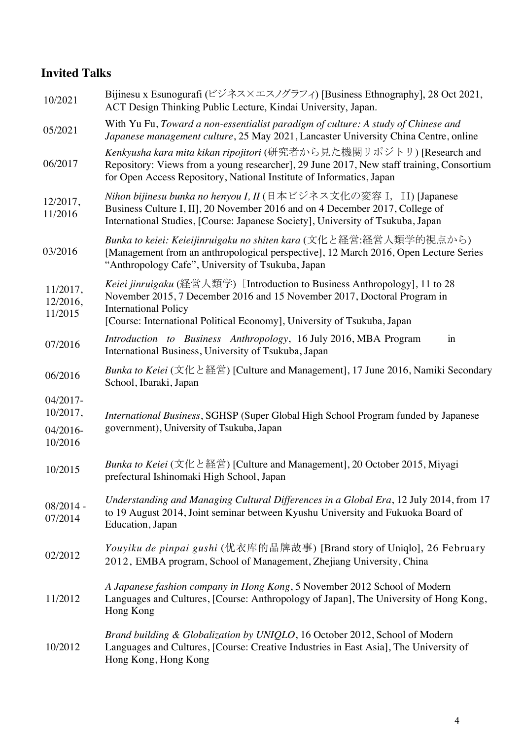## Invited Talks

| | |
|---|---|
| 10/2021 | Bijinesu x Esunogurafi (ビジネス×エスノグラフィ) [Business Ethnography], 28 Oct 2021, ACT Design Thinking Public Lecture, Kindai University, Japan. |
| 05/2021 | With Yu Fu, *Toward a non-essentialist paradigm of culture: A study of Chinese and Japanese management culture*, 25 May 2021, Lancaster University China Centre, online |
| 06/2017 | *Kenkyusha kara mita kikan ripojitori* (研究者から見た機関リポジトリ) [Research and Repository: Views from a young researcher], 29 June 2017, New staff training, Consortium for Open Access Repository, National Institute of Informatics, Japan |
| 12/2017, 11/2016 | *Nihon bijinesu bunka no henyou I, II* (日本ビジネス文化の変容Ｉ，ＩＩ) [Japanese Business Culture I, II], 20 November 2016 and on 4 December 2017, College of International Studies, [Course: Japanese Society], University of Tsukuba, Japan |
| 03/2016 | *Bunka to keiei: Keieijinruigaku no shiten kara* (文化と経営:経営人類学的視点から) [Management from an anthropological perspective], 12 March 2016, Open Lecture Series "Anthropology Cafe", University of Tsukuba, Japan |
| 11/2017, 12/2016, 11/2015 | *Keiei jinruigaku* (経営人類学)［Introduction to Business Anthropology], 11 to 28 November 2015, 7 December 2016 and 15 November 2017, Doctoral Program in International Policy [Course: International Political Economy], University of Tsukuba, Japan |
| 07/2016 | *Introduction to Business Anthropology*, 16 July 2016, MBA Program in International Business, University of Tsukuba, Japan |
| 06/2016 | *Bunka to Keiei* (文化と経営) [Culture and Management], 17 June 2016, Namiki Secondary School, Ibaraki, Japan |
| 04/2017-10/2017, 04/2016-10/2016 | *International Business*, SGHSP (Super Global High School Program funded by Japanese government), University of Tsukuba, Japan |
| 10/2015 | *Bunka to Keiei* (文化と経営) [Culture and Management], 20 October 2015, Miyagi prefectural Ishinomaki High School, Japan |
| 08/2014 - 07/2014 | *Understanding and Managing Cultural Differences in a Global Era*, 12 July 2014, from 17 to 19 August 2014, Joint seminar between Kyushu University and Fukuoka Board of Education, Japan |
| 02/2012 | *Youyiku de pinpai gushi* (优衣库的品牌故事) [Brand story of Uniqlo], 26 February 2012, EMBA program, School of Management, Zhejiang University, China |
| 11/2012 | *A Japanese fashion company in Hong Kong*, 5 November 2012 School of Modern Languages and Cultures, [Course: Anthropology of Japan], The University of Hong Kong, Hong Kong |
| 10/2012 | *Brand building & Globalization by UNIQLO*, 16 October 2012, School of Modern Languages and Cultures, [Course: Creative Industries in East Asia], The University of Hong Kong, Hong Kong |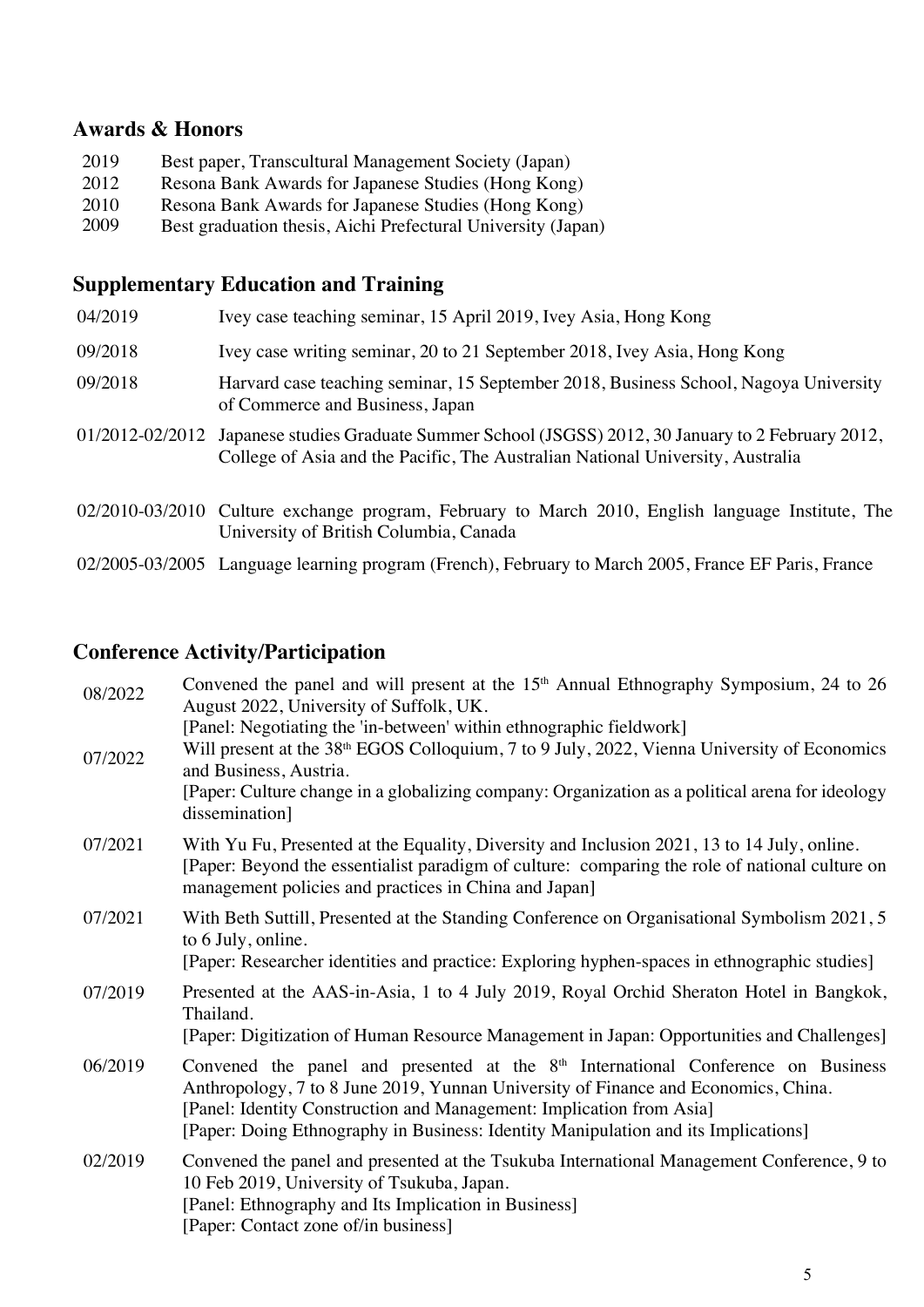## Awards & Honors

| | |
|---|---|
| 2019 | Best paper, Transcultural Management Society (Japan) |
| 2012 | Resona Bank Awards for Japanese Studies (Hong Kong) |
| 2010 | Resona Bank Awards for Japanese Studies (Hong Kong) |
| 2009 | Best graduation thesis, Aichi Prefectural University (Japan) |

## Supplementary Education and Training

| | |
|---|---|
| 04/2019 | Ivey case teaching seminar, 15 April 2019, Ivey Asia, Hong Kong |
| 09/2018 | Ivey case writing seminar, 20 to 21 September 2018, Ivey Asia, Hong Kong |
| 09/2018 | Harvard case teaching seminar, 15 September 2018, Business School, Nagoya University of Commerce and Business, Japan |
| 01/2012-02/2012 | Japanese studies Graduate Summer School (JSGSS) 2012, 30 January to 2 February 2012, College of Asia and the Pacific, The Australian National University, Australia |
| 02/2010-03/2010 | Culture exchange program, February to March 2010, English language Institute, The University of British Columbia, Canada |
| 02/2005-03/2005 | Language learning program (French), February to March 2005, France EF Paris, France |

## Conference Activity/Participation

| | |
|---|---|
| 08/2022 | Convened the panel and will present at the 15th Annual Ethnography Symposium, 24 to 26 August 2022, University of Suffolk, UK.<br>[Panel: Negotiating the 'in-between' within ethnographic fieldwork] |
| 07/2022 | Will present at the 38th EGOS Colloquium, 7 to 9 July, 2022, Vienna University of Economics and Business, Austria.<br>[Paper: Culture change in a globalizing company: Organization as a political arena for ideology dissemination] |
| 07/2021 | With Yu Fu, Presented at the Equality, Diversity and Inclusion 2021, 13 to 14 July, online.<br>[Paper: Beyond the essentialist paradigm of culture: comparing the role of national culture on management policies and practices in China and Japan] |
| 07/2021 | With Beth Suttill, Presented at the Standing Conference on Organisational Symbolism 2021, 5 to 6 July, online.<br>[Paper: Researcher identities and practice: Exploring hyphen-spaces in ethnographic studies] |
| 07/2019 | Presented at the AAS-in-Asia, 1 to 4 July 2019, Royal Orchid Sheraton Hotel in Bangkok, Thailand.<br>[Paper: Digitization of Human Resource Management in Japan: Opportunities and Challenges] |
| 06/2019 | Convened the panel and presented at the 8th International Conference on Business Anthropology, 7 to 8 June 2019, Yunnan University of Finance and Economics, China.<br>[Panel: Identity Construction and Management: Implication from Asia]<br>[Paper: Doing Ethnography in Business: Identity Manipulation and its Implications] |
| 02/2019 | Convened the panel and presented at the Tsukuba International Management Conference, 9 to 10 Feb 2019, University of Tsukuba, Japan.<br>[Panel: Ethnography and Its Implication in Business]<br>[Paper: Contact zone of/in business] |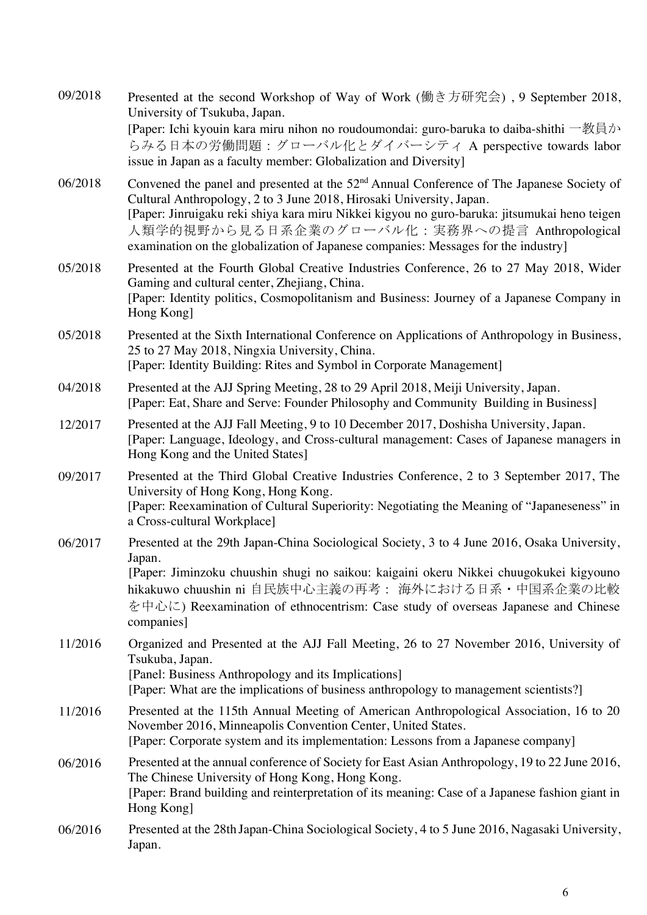09/2018 Presented at the second Workshop of Way of Work (働き方研究会) , 9 September 2018, University of Tsukuba, Japan.
[Paper: Ichi kyouin kara miru nihon no roudoumondai: guro-baruka to daiba-shithi 一教員からみる日本の労働問題：グローバル化とダイバーシティ A perspective towards labor issue in Japan as a faculty member: Globalization and Diversity]

06/2018 Convened the panel and presented at the 52nd Annual Conference of The Japanese Society of Cultural Anthropology, 2 to 3 June 2018, Hirosaki University, Japan.
[Paper: Jinruigaku reki shiya kara miru Nikkei kigyou no guro-baruka: jitsumukai heno teigen 人類学的視野から見る日系企業のグローバル化：実務界への提言 Anthropological examination on the globalization of Japanese companies: Messages for the industry]

05/2018 Presented at the Fourth Global Creative Industries Conference, 26 to 27 May 2018, Wider Gaming and cultural center, Zhejiang, China.
[Paper: Identity politics, Cosmopolitanism and Business: Journey of a Japanese Company in Hong Kong]

05/2018 Presented at the Sixth International Conference on Applications of Anthropology in Business, 25 to 27 May 2018, Ningxia University, China.
[Paper: Identity Building: Rites and Symbol in Corporate Management]

04/2018 Presented at the AJJ Spring Meeting, 28 to 29 April 2018, Meiji University, Japan.
[Paper: Eat, Share and Serve: Founder Philosophy and Community Building in Business]

12/2017 Presented at the AJJ Fall Meeting, 9 to 10 December 2017, Doshisha University, Japan.
[Paper: Language, Ideology, and Cross-cultural management: Cases of Japanese managers in Hong Kong and the United States]

09/2017 Presented at the Third Global Creative Industries Conference, 2 to 3 September 2017, The University of Hong Kong, Hong Kong.
[Paper: Reexamination of Cultural Superiority: Negotiating the Meaning of "Japaneseness" in a Cross-cultural Workplace]

06/2017 Presented at the 29th Japan-China Sociological Society, 3 to 4 June 2016, Osaka University, Japan.
[Paper: Jiminzoku chuushin shugi no saikou: kaigaini okeru Nikkei chuugokukei kigyouno hikakuwo chuushin ni 自民族中心主義の再考： 海外における日系・中国系企業の比較を中心に) Reexamination of ethnocentrism: Case study of overseas Japanese and Chinese companies]

11/2016 Organized and Presented at the AJJ Fall Meeting, 26 to 27 November 2016, University of Tsukuba, Japan.
[Panel: Business Anthropology and its Implications]
[Paper: What are the implications of business anthropology to management scientists?]

11/2016 Presented at the 115th Annual Meeting of American Anthropological Association, 16 to 20 November 2016, Minneapolis Convention Center, United States.
[Paper: Corporate system and its implementation: Lessons from a Japanese company]

06/2016 Presented at the annual conference of Society for East Asian Anthropology, 19 to 22 June 2016, The Chinese University of Hong Kong, Hong Kong.
[Paper: Brand building and reinterpretation of its meaning: Case of a Japanese fashion giant in Hong Kong]

06/2016 Presented at the 28th Japan-China Sociological Society, 4 to 5 June 2016, Nagasaki University, Japan.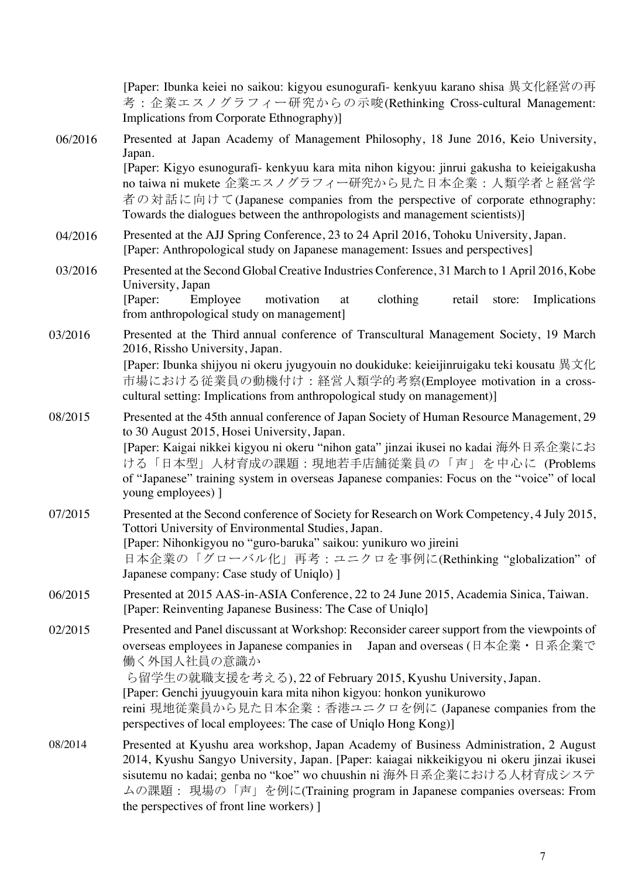[Paper: Ibunka keiei no saikou: kigyou esunogurafi- kenkyuu karano shisa 異文化経営の再考：企業エスノグラフィー研究からの示唆(Rethinking Cross-cultural Management: Implications from Corporate Ethnography)]

06/2016 Presented at Japan Academy of Management Philosophy, 18 June 2016, Keio University, Japan.
[Paper: Kigyo esunogurafi- kenkyuu kara mita nihon kigyou: jinrui gakusha to keieigakusha no taiwa ni mukete 企業エスノグラフィー研究から見た日本企業：人類学者と経営学者の対話に向けて(Japanese companies from the perspective of corporate ethnography: Towards the dialogues between the anthropologists and management scientists)]

04/2016 Presented at the AJJ Spring Conference, 23 to 24 April 2016, Tohoku University, Japan.
[Paper: Anthropological study on Japanese management: Issues and perspectives]

03/2016 Presented at the Second Global Creative Industries Conference, 31 March to 1 April 2016, Kobe University, Japan
[Paper: Employee motivation at clothing retail store: Implications from anthropological study on management]

03/2016 Presented at the Third annual conference of Transcultural Management Society, 19 March 2016, Rissho University, Japan.
[Paper: Ibunka shijyou ni okeru jyugyouin no doukiduke: keieijinruigaku teki kousatu 異文化市場における従業員の動機付け：経営人類学的考察(Employee motivation in a cross-cultural setting: Implications from anthropological study on management)]

08/2015 Presented at the 45th annual conference of Japan Society of Human Resource Management, 29 to 30 August 2015, Hosei University, Japan.
[Paper: Kaigai nikkei kigyou ni okeru "nihon gata" jinzai ikusei no kadai 海外日系企業における「日本型」人材育成の課題：現地若手店舗従業員の「声」を中心に (Problems of "Japanese" training system in overseas Japanese companies: Focus on the "voice" of local young employees) ]

07/2015 Presented at the Second conference of Society for Research on Work Competency, 4 July 2015, Tottori University of Environmental Studies, Japan.
[Paper: Nihonkigyou no "guro-baruka" saikou: yunikuro wo jireini
日本企業の「グローバル化」再考：ユニクロを事例に(Rethinking "globalization" of Japanese company: Case study of Uniqlo) ]

06/2015 Presented at 2015 AAS-in-ASIA Conference, 22 to 24 June 2015, Academia Sinica, Taiwan.
[Paper: Reinventing Japanese Business: The Case of Uniqlo]

02/2015 Presented and Panel discussant at Workshop: Reconsider career support from the viewpoints of overseas employees in Japanese companies in Japan and overseas (日本企業・日系企業で働く外国人社員の意識から留学生の就職支援を考える), 22 of February 2015, Kyushu University, Japan.
[Paper: Genchi jyuugyouin kara mita nihon kigyou: honkon yunikurowo reini 現地従業員から見た日本企業：香港ユニクロを例に (Japanese companies from the perspectives of local employees: The case of Uniqlo Hong Kong)]

08/2014 Presented at Kyushu area workshop, Japan Academy of Business Administration, 2 August 2014, Kyushu Sangyo University, Japan. [Paper: kaiagai nikkeikigyou ni okeru jinzai ikusei sisutemu no kadai; genba no "koe" wo chuushin ni 海外日系企業における人材育成システムの課題： 現場の「声」を例に(Training program in Japanese companies overseas: From the perspectives of front line workers) ]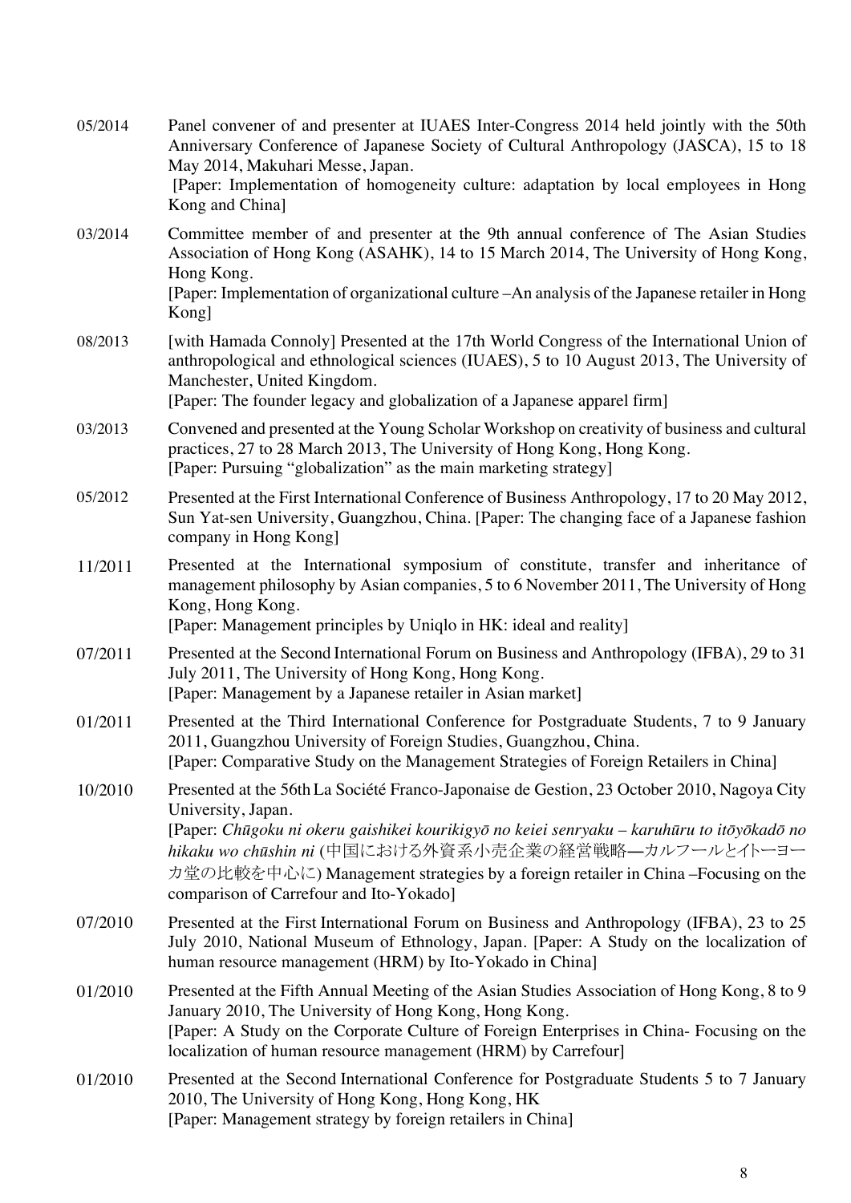05/2014 Panel convener of and presenter at IUAES Inter-Congress 2014 held jointly with the 50th Anniversary Conference of Japanese Society of Cultural Anthropology (JASCA), 15 to 18 May 2014, Makuhari Messe, Japan.
[Paper: Implementation of homogeneity culture: adaptation by local employees in Hong Kong and China]

03/2014 Committee member of and presenter at the 9th annual conference of The Asian Studies Association of Hong Kong (ASAHK), 14 to 15 March 2014, The University of Hong Kong, Hong Kong.
[Paper: Implementation of organizational culture –An analysis of the Japanese retailer in Hong Kong]

08/2013 [with Hamada Connoly] Presented at the 17th World Congress of the International Union of anthropological and ethnological sciences (IUAES), 5 to 10 August 2013, The University of Manchester, United Kingdom.
[Paper: The founder legacy and globalization of a Japanese apparel firm]

03/2013 Convened and presented at the Young Scholar Workshop on creativity of business and cultural practices, 27 to 28 March 2013, The University of Hong Kong, Hong Kong.
[Paper: Pursuing "globalization" as the main marketing strategy]

05/2012 Presented at the First International Conference of Business Anthropology, 17 to 20 May 2012, Sun Yat-sen University, Guangzhou, China. [Paper: The changing face of a Japanese fashion company in Hong Kong]

11/2011 Presented at the International symposium of constitute, transfer and inheritance of management philosophy by Asian companies, 5 to 6 November 2011, The University of Hong Kong, Hong Kong.
[Paper: Management principles by Uniqlo in HK: ideal and reality]

07/2011 Presented at the Second International Forum on Business and Anthropology (IFBA), 29 to 31 July 2011, The University of Hong Kong, Hong Kong.
[Paper: Management by a Japanese retailer in Asian market]

01/2011 Presented at the Third International Conference for Postgraduate Students, 7 to 9 January 2011, Guangzhou University of Foreign Studies, Guangzhou, China.
[Paper: Comparative Study on the Management Strategies of Foreign Retailers in China]

10/2010 Presented at the 56th La Société Franco-Japonaise de Gestion, 23 October 2010, Nagoya City University, Japan.
[Paper: *Chūgoku ni okeru gaishikei kourikigyō no keiei senryaku – karuhūru to itōyōkadō no hikaku wo chūshin ni* (中国における外資系小売企業の経営戦略—カルフールとイトーヨーカ堂の比較を中心に) Management strategies by a foreign retailer in China –Focusing on the comparison of Carrefour and Ito-Yokado]

07/2010 Presented at the First International Forum on Business and Anthropology (IFBA), 23 to 25 July 2010, National Museum of Ethnology, Japan. [Paper: A Study on the localization of human resource management (HRM) by Ito-Yokado in China]

01/2010 Presented at the Fifth Annual Meeting of the Asian Studies Association of Hong Kong, 8 to 9 January 2010, The University of Hong Kong, Hong Kong.
[Paper: A Study on the Corporate Culture of Foreign Enterprises in China- Focusing on the localization of human resource management (HRM) by Carrefour]

01/2010 Presented at the Second International Conference for Postgraduate Students 5 to 7 January 2010, The University of Hong Kong, Hong Kong, HK
[Paper: Management strategy by foreign retailers in China]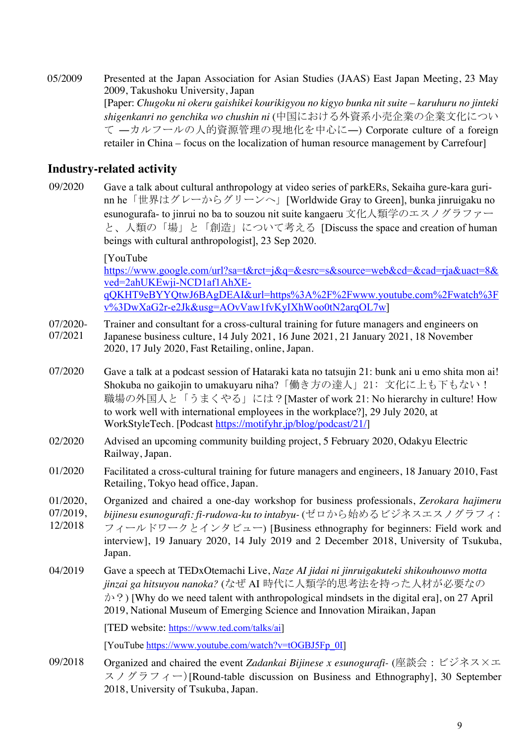05/2009 Presented at the Japan Association for Asian Studies (JAAS) East Japan Meeting, 23 May 2009, Takushoku University, Japan
[Paper: *Chugoku ni okeru gaishikei kourikigyou no kigyo bunka nit suite – karuhuru no jinteki shigenkanri no genchika wo chushin ni* (中国における外資系小売企業の企業文化について —カルフールの人的資源管理の現地化を中心に—) Corporate culture of a foreign retailer in China – focus on the localization of human resource management by Carrefour]

## Industry-related activity

09/2020 Gave a talk about cultural anthropology at video series of parkERs, Sekaiha gure-kara guri-nn he「世界はグレーからグリーンへ」[Worldwide Gray to Green], bunka jinruigaku no esunogurafa- to jinrui no ba to souzou nit suite kangaeru 文化人類学のエスノグラファーと、人類の「場」と「創造」について考える [Discuss the space and creation of human beings with cultural anthropologist], 23 Sep 2020.

[YouTube https://www.google.com/url?sa=t&rct=j&q=&esrc=s&source=web&cd=&cad=rja&uact=8&ved=2ahUKEwji-NCD1af1AhXE-qQKHT9eBYYQtwJ6BAgDEAI&url=https%3A%2F%2Fwww.youtube.com%2Fwatch%3Fv%3DwXaG2r-e2Jk&usg=AOvVaw1fvKyIXhWoo0tN2arqOL7w]

07/2020-07/2021 Trainer and consultant for a cross-cultural training for future managers and engineers on Japanese business culture, 14 July 2021, 16 June 2021, 21 January 2021, 18 November 2020, 17 July 2020, Fast Retailing, online, Japan.

07/2020 Gave a talk at a podcast session of Hataraki kata no tatsujin 21: bunk ani u emo shita mon ai! Shokuba no gaikojin to umakuyaru niha?「働き方の達人」21: 文化に上も下もない！職場の外国人と「うまくやる」には？[Master of work 21: No hierarchy in culture! How to work well with international employees in the workplace?], 29 July 2020, at WorkStyleTech. [Podcast https://motifyhr.jp/blog/podcast/21/]

02/2020 Advised an upcoming community building project, 5 February 2020, Odakyu Electric Railway, Japan.

01/2020 Facilitated a cross-cultural training for future managers and engineers, 18 January 2010, Fast Retailing, Tokyo head office, Japan.

01/2020, 07/2019, 12/2018 Organized and chaired a one-day workshop for business professionals, *Zerokara hajimeru bijinesu esunogurafi: fi-rudowa-ku to intabyu-* (ゼロから始めるビジネスエスノグラフィ：フィールドワークとインタビュー) [Business ethnography for beginners: Field work and interview], 19 January 2020, 14 July 2019 and 2 December 2018, University of Tsukuba, Japan.

04/2019 Gave a speech at TEDxOtemachi Live, *Naze AI jidai ni jinruigakuteki shikouhouwo motta jinzai ga hitsuyou nanoka?* (なぜ AI 時代に人類学的思考法を持った人材が必要なのか？) [Why do we need talent with anthropological mindsets in the digital era], on 27 April 2019, National Museum of Emerging Science and Innovation Miraikan, Japan

[TED website: https://www.ted.com/talks/ai]

[YouTube https://www.youtube.com/watch?v=tOGBJ5Fp_0I]

09/2018 Organized and chaired the event *Zadankai Bijinese x esunogurafi-* (座談会：ビジネス×エスノグラフィー) [Round-table discussion on Business and Ethnography], 30 September 2018, University of Tsukuba, Japan.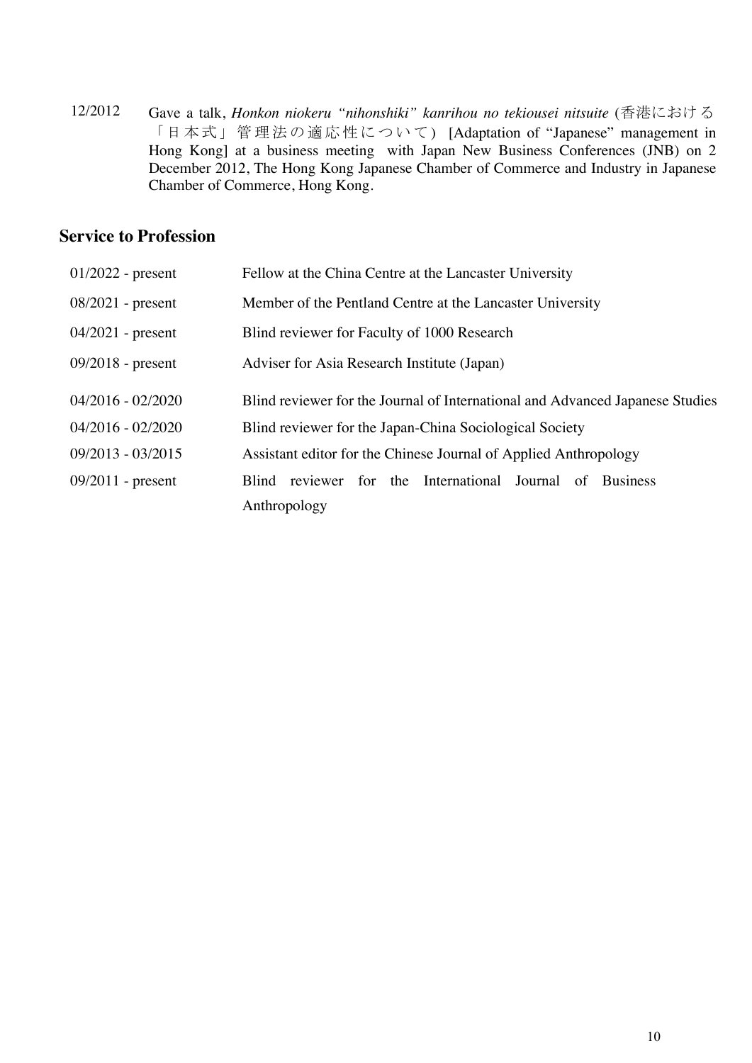12/2012 Gave a talk, *Honkon niokeru "nihonshiki" kanrihou no tekiousei nitsuite* (香港における「日本式」管理法の適応性について) [Adaptation of "Japanese" management in Hong Kong] at a business meeting with Japan New Business Conferences (JNB) on 2 December 2012, The Hong Kong Japanese Chamber of Commerce and Industry in Japanese Chamber of Commerce, Hong Kong.

## Service to Profession

| | |
|---|---|
| 01/2022 - present | Fellow at the China Centre at the Lancaster University |
| 08/2021 - present | Member of the Pentland Centre at the Lancaster University |
| 04/2021 - present | Blind reviewer for Faculty of 1000 Research |
| 09/2018 - present | Adviser for Asia Research Institute (Japan) |
| 04/2016 - 02/2020 | Blind reviewer for the Journal of International and Advanced Japanese Studies |
| 04/2016 - 02/2020 | Blind reviewer for the Japan-China Sociological Society |
| 09/2013 - 03/2015 | Assistant editor for the Chinese Journal of Applied Anthropology |
| 09/2011 - present | Blind reviewer for the International Journal of Business Anthropology |